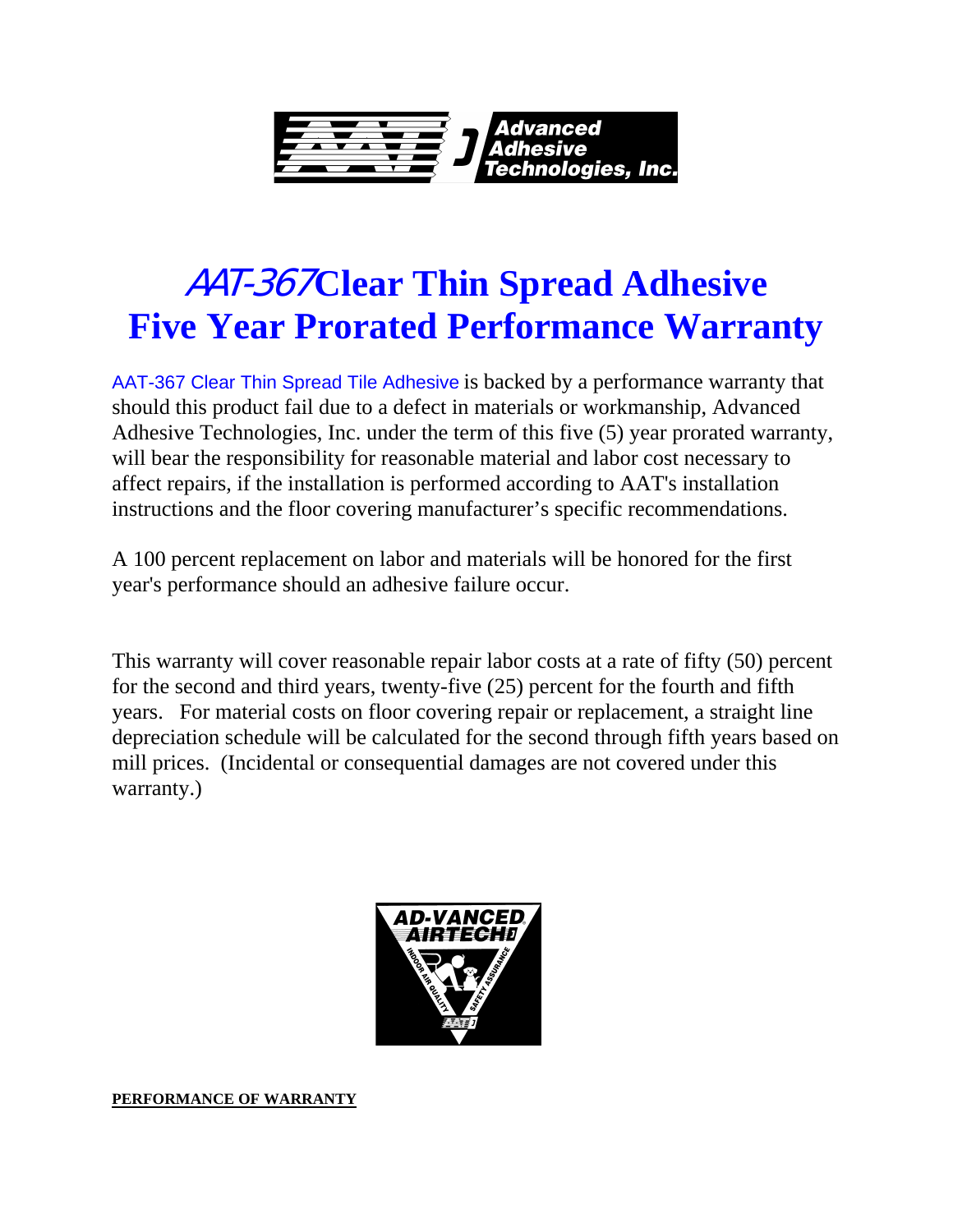Advanced Adhesive Technologies, Inc.

# *AAT-367* Clear Thin Spread Adhesive
# Five Year Prorated Performance Warranty

AAT-367 Clear Thin Spread Tile Adhesive is backed by a performance warranty that should this product fail due to a defect in materials or workmanship, Advanced Adhesive Technologies, Inc. under the term of this five (5) year prorated warranty, will bear the responsibility for reasonable material and labor cost necessary to affect repairs, if the installation is performed according to AAT's installation instructions and the floor covering manufacturer's specific recommendations.

A 100 percent replacement on labor and materials will be honored for the first year's performance should an adhesive failure occur.

This warranty will cover reasonable repair labor costs at a rate of fifty (50) percent for the second and third years, twenty-five (25) percent for the fourth and fifth years. For material costs on floor covering repair or replacement, a straight line depreciation schedule will be calculated for the second through fifth years based on mill prices. (Incidental or consequential damages are not covered under this warranty.)

AD-VANCED AIRTECH — INDOOR AIR QUALITY — SAFETY ASSURANCE

**PERFORMANCE OF WARRANTY**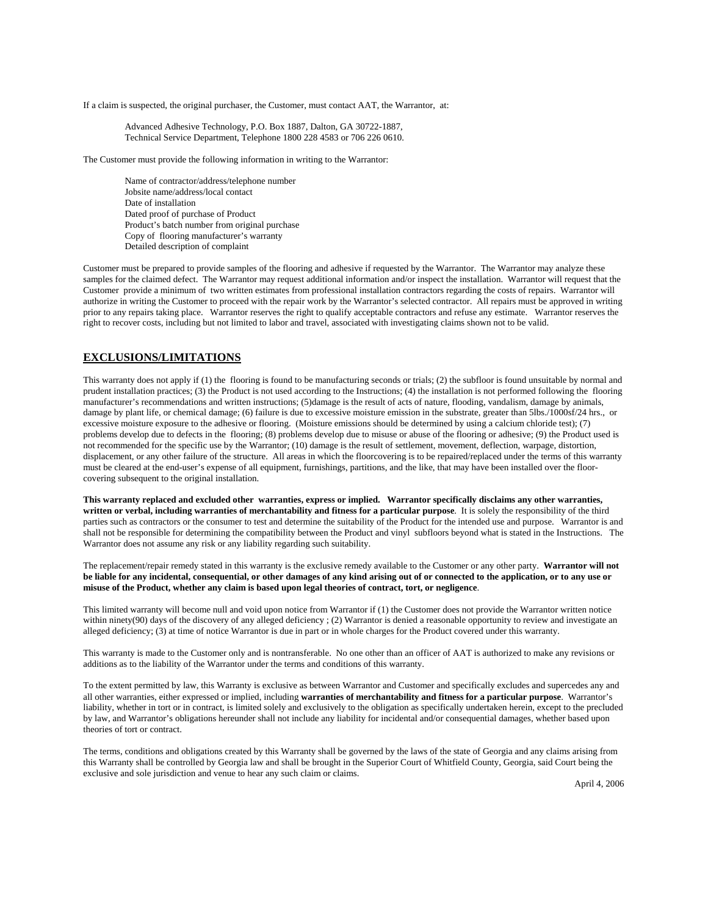If a claim is suspected, the original purchaser, the Customer, must contact AAT, the Warrantor, at:

Advanced Adhesive Technology, P.O. Box 1887, Dalton, GA 30722-1887,
Technical Service Department, Telephone 1800 228 4583 or 706 226 0610.

The Customer must provide the following information in writing to the Warrantor:

Name of contractor/address/telephone number
Jobsite name/address/local contact
Date of installation
Dated proof of purchase of Product
Product's batch number from original purchase
Copy of flooring manufacturer's warranty
Detailed description of complaint

Customer must be prepared to provide samples of the flooring and adhesive if requested by the Warrantor. The Warrantor may analyze these samples for the claimed defect. The Warrantor may request additional information and/or inspect the installation. Warrantor will request that the Customer provide a minimum of two written estimates from professional installation contractors regarding the costs of repairs. Warrantor will authorize in writing the Customer to proceed with the repair work by the Warrantor's selected contractor. All repairs must be approved in writing prior to any repairs taking place. Warrantor reserves the right to qualify acceptable contractors and refuse any estimate. Warrantor reserves the right to recover costs, including but not limited to labor and travel, associated with investigating claims shown not to be valid.

## EXCLUSIONS/LIMITATIONS

This warranty does not apply if (1) the flooring is found to be manufacturing seconds or trials; (2) the subfloor is found unsuitable by normal and prudent installation practices; (3) the Product is not used according to the Instructions; (4) the installation is not performed following the flooring manufacturer's recommendations and written instructions; (5)damage is the result of acts of nature, flooding, vandalism, damage by animals, damage by plant life, or chemical damage; (6) failure is due to excessive moisture emission in the substrate, greater than 5lbs./1000sf/24 hrs., or excessive moisture exposure to the adhesive or flooring. (Moisture emissions should be determined by using a calcium chloride test); (7) problems develop due to defects in the flooring; (8) problems develop due to misuse or abuse of the flooring or adhesive; (9) the Product used is not recommended for the specific use by the Warrantor; (10) damage is the result of settlement, movement, deflection, warpage, distortion, displacement, or any other failure of the structure. All areas in which the floorcovering is to be repaired/replaced under the terms of this warranty must be cleared at the end-user's expense of all equipment, furnishings, partitions, and the like, that may have been installed over the floor-covering subsequent to the original installation.

**This warranty replaced and excluded other warranties, express or implied. Warrantor specifically disclaims any other warranties, written or verbal, including warranties of merchantability and fitness for a particular purpose**. It is solely the responsibility of the third parties such as contractors or the consumer to test and determine the suitability of the Product for the intended use and purpose. Warrantor is and shall not be responsible for determining the compatibility between the Product and vinyl subfloors beyond what is stated in the Instructions. The Warrantor does not assume any risk or any liability regarding such suitability.

The replacement/repair remedy stated in this warranty is the exclusive remedy available to the Customer or any other party. **Warrantor will not be liable for any incidental, consequential, or other damages of any kind arising out of or connected to the application, or to any use or misuse of the Product, whether any claim is based upon legal theories of contract, tort, or negligence**.

This limited warranty will become null and void upon notice from Warrantor if (1) the Customer does not provide the Warrantor written notice within ninety(90) days of the discovery of any alleged deficiency ; (2) Warrantor is denied a reasonable opportunity to review and investigate an alleged deficiency; (3) at time of notice Warrantor is due in part or in whole charges for the Product covered under this warranty.

This warranty is made to the Customer only and is nontransferable. No one other than an officer of AAT is authorized to make any revisions or additions as to the liability of the Warrantor under the terms and conditions of this warranty.

To the extent permitted by law, this Warranty is exclusive as between Warrantor and Customer and specifically excludes and supercedes any and all other warranties, either expressed or implied, including **warranties of merchantability and fitness for a particular purpose**. Warrantor's liability, whether in tort or in contract, is limited solely and exclusively to the obligation as specifically undertaken herein, except to the precluded by law, and Warrantor's obligations hereunder shall not include any liability for incidental and/or consequential damages, whether based upon theories of tort or contract.

The terms, conditions and obligations created by this Warranty shall be governed by the laws of the state of Georgia and any claims arising from this Warranty shall be controlled by Georgia law and shall be brought in the Superior Court of Whitfield County, Georgia, said Court being the exclusive and sole jurisdiction and venue to hear any such claim or claims.

April 4, 2006